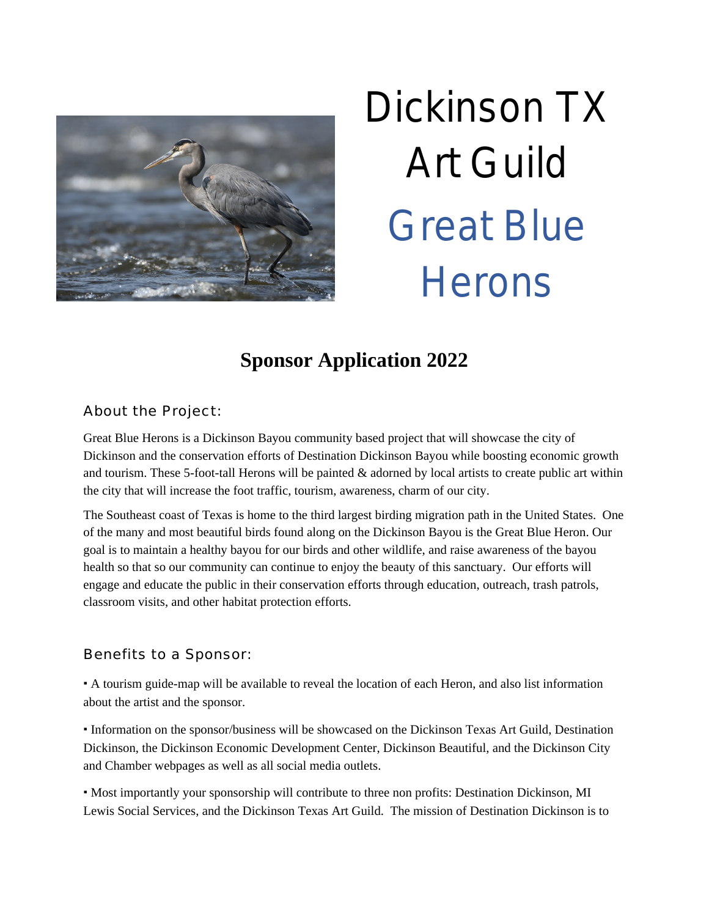# Dickinson TX Art Guild

# Great Blue Herons

## Sponsor Application 2022

### About the Project:

Great Blue Herons is a Dickinson Bayou community based project that will showcase the city of Dickinson and the conservation efforts of Destination Dickinson Bayou while boosting economic growth and tourism. These 5-foot-tall Herons will be painted & adorned by local artists to create public art within the city that will increase the foot traffic, tourism, awareness, charm of our city.

The Southeast coast of Texas is home to the third largest birding migration path in the United States. One of the many and most beautiful birds found along on the Dickinson Bayou is the Great Blue Heron. Our goal is to maintain a healthy bayou for our birds and other wildlife, and raise awareness of the bayou health so that so our community can continue to enjoy the beauty of this sanctuary. Our efforts will engage and educate the public in their conservation efforts through education, outreach, trash patrols, classroom visits, and other habitat protection efforts.

### Benefits to a Sponsor:

▪ A tourism guide-map will be available to reveal the location of each Heron, and also list information about the artist and the sponsor.

▪ Information on the sponsor/business will be showcased on the Dickinson Texas Art Guild, Destination Dickinson, the Dickinson Economic Development Center, Dickinson Beautiful, and the Dickinson City and Chamber webpages as well as all social media outlets.

▪ Most importantly your sponsorship will contribute to three non profits: Destination Dickinson, MI Lewis Social Services, and the Dickinson Texas Art Guild. The mission of Destination Dickinson is to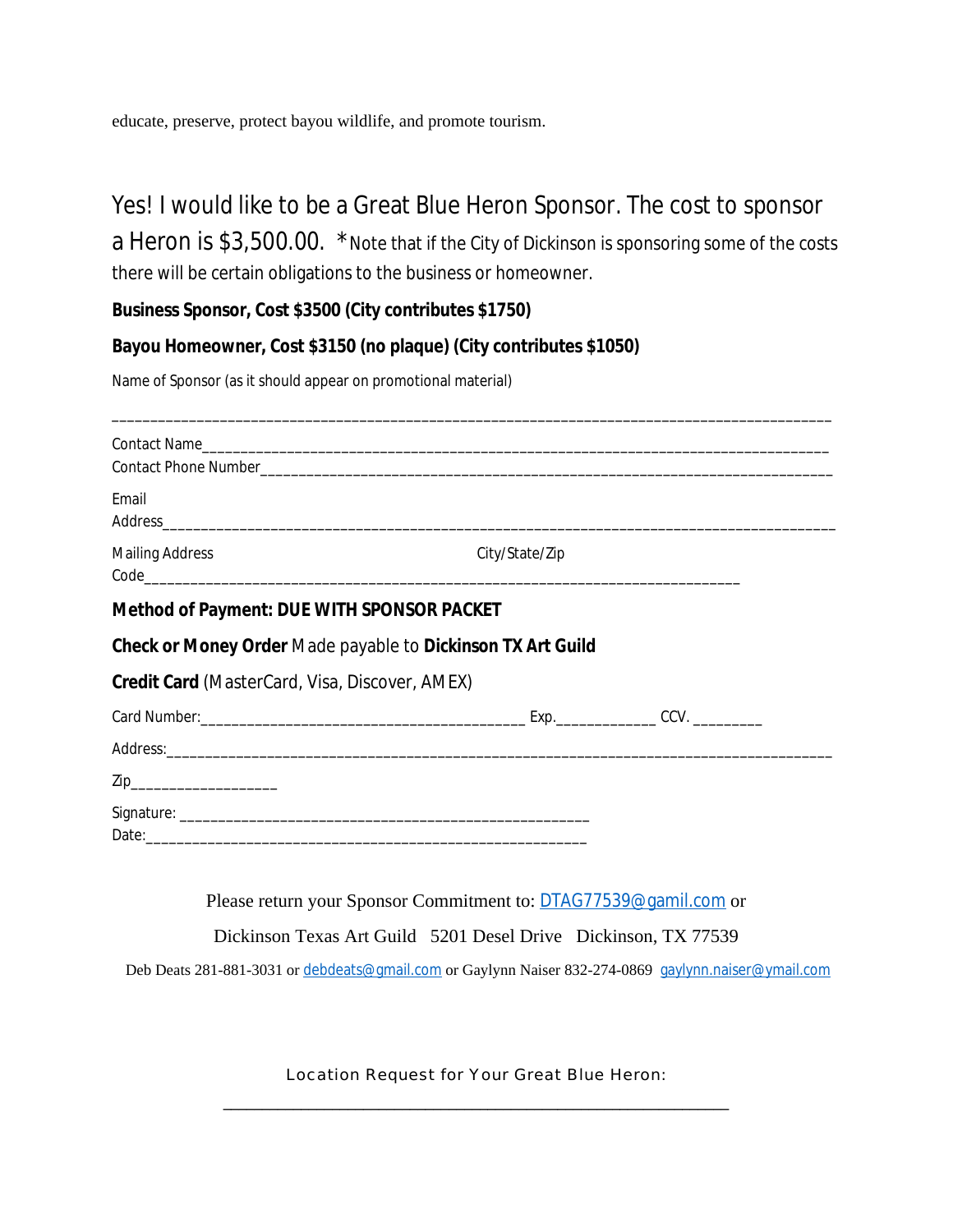educate, preserve, protect bayou wildlife, and promote tourism.

Yes! I would like to be a Great Blue Heron Sponsor. The cost to sponsor a Heron is $3,500.00. *Note that if the City of Dickinson is sponsoring some of the costs there will be certain obligations to the business or homeowner.

**Business Sponsor, Cost $3500 (City contributes $1750)**

**Bayou Homeowner, Cost $3150 (no plaque) (City contributes $1050)**

Name of Sponsor (as it should appear on promotional material)

_____________________________________________________________________________________

Contact Name_________________________________________________________________________

Contact Phone Number__________________________________________________________________

Email Address________________________________________________________________________

Mailing Address City/State/Zip Code___________________________________________________

**Method of Payment: DUE WITH SPONSOR PACKET**

**Check or Money Order** Made payable to **Dickinson TX Art Guild**

**Credit Card** (MasterCard, Visa, Discover, AMEX)

Card Number:________________________________________ Exp.____________ CCV. ________

Address:____________________________________________________________________________

Zip__________________

Signature: ______________________________________________________

Date:_________________________________________________________

Please return your Sponsor Commitment to: DTAG77539@gamil.com or

Dickinson Texas Art Guild 5201 Desel Drive Dickinson, TX 77539

Deb Deats 281-881-3031 or debdeats@gmail.com or Gaylynn Naiser 832-274-0869 gaylynn.naiser@ymail.com

Location Request for Your Great Blue Heron:

_______________________________________________________________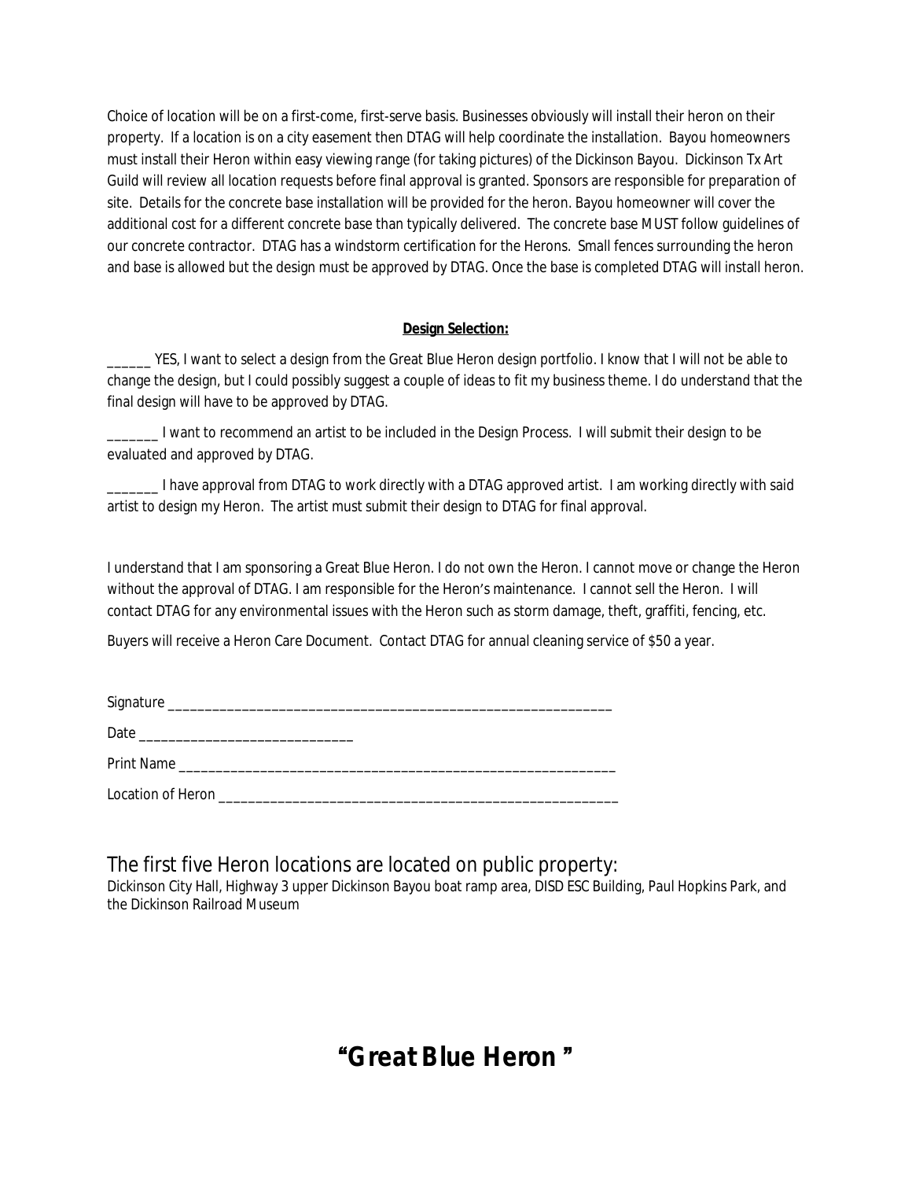Choice of location will be on a first-come, first-serve basis. Businesses obviously will install their heron on their property. If a location is on a city easement then DTAG will help coordinate the installation. Bayou homeowners must install their Heron within easy viewing range (for taking pictures) of the Dickinson Bayou. Dickinson Tx Art Guild will review all location requests before final approval is granted. Sponsors are responsible for preparation of site. Details for the concrete base installation will be provided for the heron. Bayou homeowner will cover the additional cost for a different concrete base than typically delivered. The concrete base MUST follow guidelines of our concrete contractor. DTAG has a windstorm certification for the Herons. Small fences surrounding the heron and base is allowed but the design must be approved by DTAG. Once the base is completed DTAG will install heron.

**Design Selection:**

______ YES, I want to select a design from the Great Blue Heron design portfolio. I know that I will not be able to change the design, but I could possibly suggest a couple of ideas to fit my business theme. I do understand that the final design will have to be approved by DTAG.

_______ I want to recommend an artist to be included in the Design Process. I will submit their design to be evaluated and approved by DTAG.

_______ I have approval from DTAG to work directly with a DTAG approved artist. I am working directly with said artist to design my Heron. The artist must submit their design to DTAG for final approval.

I understand that I am sponsoring a Great Blue Heron. I do not own the Heron. I cannot move or change the Heron without the approval of DTAG. I am responsible for the Heron's maintenance. I cannot sell the Heron. I will contact DTAG for any environmental issues with the Heron such as storm damage, theft, graffiti, fencing, etc.

Buyers will receive a Heron Care Document. Contact DTAG for annual cleaning service of $50 a year.

Signature ________________________________________________________________

Date ______________________________

Print Name ______________________________________________________________

Location of Heron _______________________________________________________

## The first five Heron locations are located on public property:

Dickinson City Hall, Highway 3 upper Dickinson Bayou boat ramp area, DISD ESC Building, Paul Hopkins Park, and the Dickinson Railroad Museum

# "Great Blue Heron "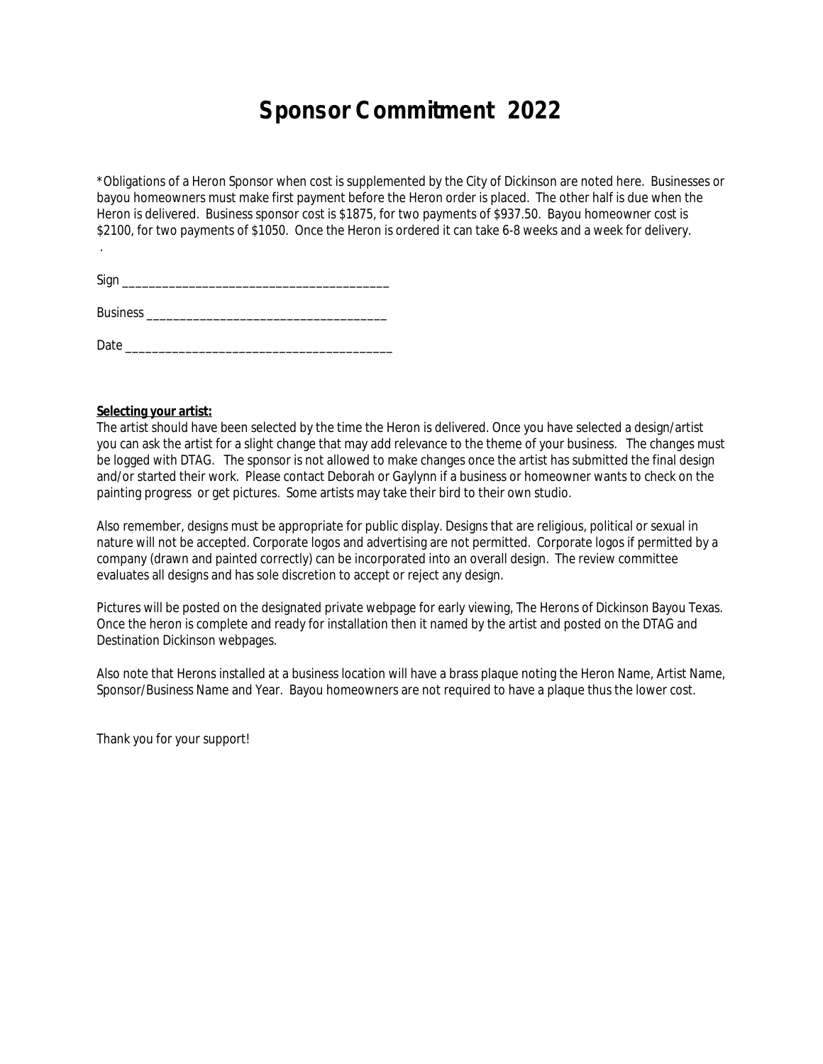# Sponsor Commitment 2022

*Obligations of a Heron Sponsor when cost is supplemented by the City of Dickinson are noted here. Businesses or bayou homeowners must make first payment before the Heron order is placed. The other half is due when the Heron is delivered. Business sponsor cost is $1875, for two payments of $937.50. Bayou homeowner cost is $2100, for two payments of $1050. Once the Heron is ordered it can take 6-8 weeks and a week for delivery.

.

Sign _________________________________________

Business _____________________________________

Date _________________________________________

**Selecting your artist:**

The artist should have been selected by the time the Heron is delivered. Once you have selected a design/artist you can ask the artist for a slight change that may add relevance to the theme of your business. The changes must be logged with DTAG. The sponsor is not allowed to make changes once the artist has submitted the final design and/or started their work. Please contact Deborah or Gaylynn if a business or homeowner wants to check on the painting progress or get pictures. Some artists may take their bird to their own studio.

Also remember, designs must be appropriate for public display. Designs that are religious, political or sexual in nature will not be accepted. Corporate logos and advertising are not permitted. Corporate logos if permitted by a company (drawn and painted correctly) can be incorporated into an overall design. The review committee evaluates all designs and has sole discretion to accept or reject any design.

Pictures will be posted on the designated private webpage for early viewing, The Herons of Dickinson Bayou Texas. Once the heron is complete and ready for installation then it named by the artist and posted on the DTAG and Destination Dickinson webpages.

Also note that Herons installed at a business location will have a brass plaque noting the Heron Name, Artist Name, Sponsor/Business Name and Year. Bayou homeowners are not required to have a plaque thus the lower cost.

Thank you for your support!